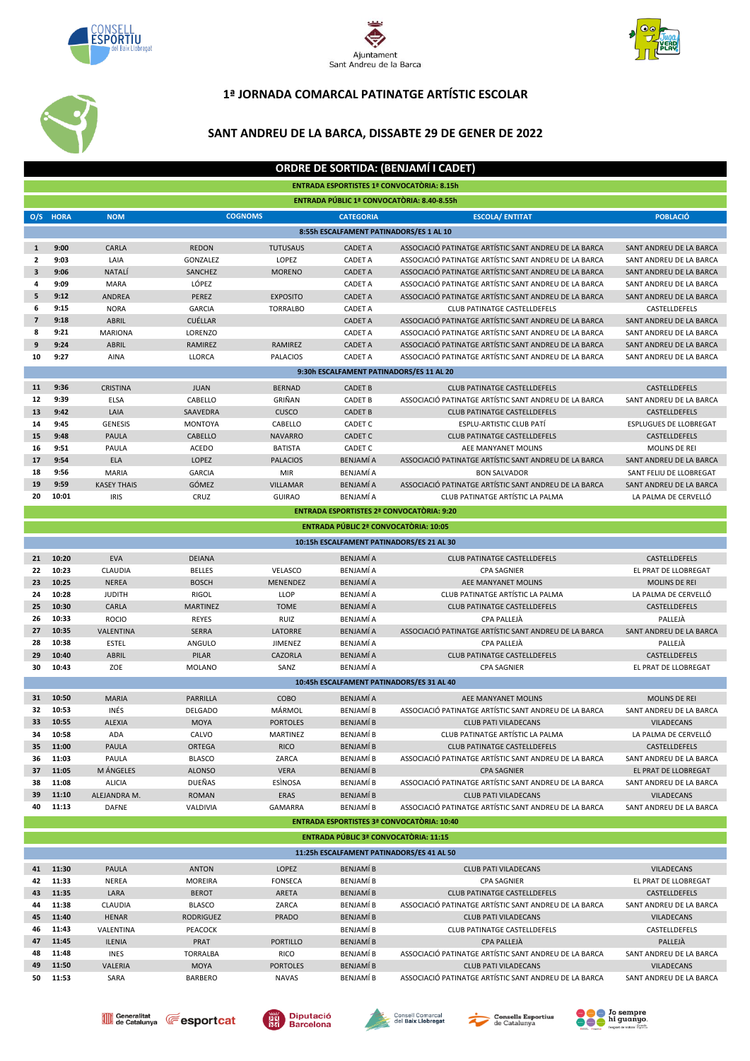# 1ª JORNADA COMARCAL PATINATGE ARTÍSTIC ESCOLAR

## SANT ANDREU DE LA BARCA, DISSABTE 29 DE GENER DE 2022

### ORDRE DE SORTIDA: (BENJAMÍ I CADET)

**ENTRADA ESPORTISTES 1ª CONVOCATÒRIA: 8.15h**

**ENTRADA PÚBLIC 1ª CONVOCATÒRIA: 8.40-8.55h**

| O/S | HORA | NOM | COGNOMS | | CATEGORIA | ESCOLA/ ENTITAT | POBLACIÓ |
|---|---|---|---|---|---|---|---|
| | | | **8:55h ESCALFAMENT PATINADORS/ES 1 AL 10** | | | | |
| 1 | 9:00 | CARLA | REDON | TUTUSAUS | CADET A | ASSOCIACIÓ PATINATGE ARTÍSTIC SANT ANDREU DE LA BARCA | SANT ANDREU DE LA BARCA |
| 2 | 9:03 | LAIA | GONZALEZ | LOPEZ | CADET A | ASSOCIACIÓ PATINATGE ARTÍSTIC SANT ANDREU DE LA BARCA | SANT ANDREU DE LA BARCA |
| 3 | 9:06 | NATALÍ | SANCHEZ | MORENO | CADET A | ASSOCIACIÓ PATINATGE ARTÍSTIC SANT ANDREU DE LA BARCA | SANT ANDREU DE LA BARCA |
| 4 | 9:09 | MARA | LÓPEZ | | CADET A | ASSOCIACIÓ PATINATGE ARTÍSTIC SANT ANDREU DE LA BARCA | SANT ANDREU DE LA BARCA |
| 5 | 9:12 | ANDREA | PEREZ | EXPOSITO | CADET A | ASSOCIACIÓ PATINATGE ARTÍSTIC SANT ANDREU DE LA BARCA | SANT ANDREU DE LA BARCA |
| 6 | 9:15 | NORA | GARCIA | TORRALBO | CADET A | CLUB PATINATGE CASTELLDEFELS | CASTELLDEFELS |
| 7 | 9:18 | ABRIL | CUÉLLAR | | CADET A | ASSOCIACIÓ PATINATGE ARTÍSTIC SANT ANDREU DE LA BARCA | SANT ANDREU DE LA BARCA |
| 8 | 9:21 | MARIONA | LORENZO | | CADET A | ASSOCIACIÓ PATINATGE ARTÍSTIC SANT ANDREU DE LA BARCA | SANT ANDREU DE LA BARCA |
| 9 | 9:24 | ABRIL | RAMIREZ | RAMIREZ | CADET A | ASSOCIACIÓ PATINATGE ARTÍSTIC SANT ANDREU DE LA BARCA | SANT ANDREU DE LA BARCA |
| 10 | 9:27 | AINA | LLORCA | PALACIOS | CADET A | ASSOCIACIÓ PATINATGE ARTÍSTIC SANT ANDREU DE LA BARCA | SANT ANDREU DE LA BARCA |
| | | | **9:30h ESCALFAMENT PATINADORS/ES 11 AL 20** | | | | |
| 11 | 9:36 | CRISTINA | JUAN | BERNAD | CADET B | CLUB PATINATGE CASTELLDEFELS | CASTELLDEFELS |
| 12 | 9:39 | ELSA | CABELLO | GRIÑAN | CADET B | ASSOCIACIÓ PATINATGE ARTÍSTIC SANT ANDREU DE LA BARCA | SANT ANDREU DE LA BARCA |
| 13 | 9:42 | LAIA | SAAVEDRA | CUSCO | CADET B | CLUB PATINATGE CASTELLDEFELS | CASTELLDEFELS |
| 14 | 9:45 | GENESIS | MONTOYA | CABELLO | CADET C | ESPLU-ARTISTIC CLUB PATÍ | ESPLUGUES DE LLOBREGAT |
| 15 | 9:48 | PAULA | CABELLO | NAVARRO | CADET C | CLUB PATINATGE CASTELLDEFELS | CASTELLDEFELS |
| 16 | 9:51 | PAULA | ACEDO | BATISTA | CADET C | AEE MANYANET MOLINS | MOLINS DE REI |
| 17 | 9:54 | ELA | LOPEZ | PALACIOS | BENJAMÍ A | ASSOCIACIÓ PATINATGE ARTÍSTIC SANT ANDREU DE LA BARCA | SANT ANDREU DE LA BARCA |
| 18 | 9:56 | MARIA | GARCIA | MIR | BENJAMÍ A | BON SALVADOR | SANT FELIU DE LLOBREGAT |
| 19 | 9:59 | KASEY THAIS | GÓMEZ | VILLAMAR | BENJAMÍ A | ASSOCIACIÓ PATINATGE ARTÍSTIC SANT ANDREU DE LA BARCA | SANT ANDREU DE LA BARCA |
| 20 | 10:01 | IRIS | CRUZ | GUIRAO | BENJAMÍ A | CLUB PATINATGE ARTÍSTIC LA PALMA | LA PALMA DE CERVELLÓ |
| | | | **ENTRADA ESPORTISTES 2ª CONVOCATÒRIA: 9:20** | | | | |
| | | | **ENTRADA PÚBLIC 2ª CONVOCATÒRIA: 10:05** | | | | |
| | | | **10:15h ESCALFAMENT PATINADORS/ES 21 AL 30** | | | | |
| 21 | 10:20 | EVA | DEIANA | | BENJAMÍ A | CLUB PATINATGE CASTELLDEFELS | CASTELLDEFELS |
| 22 | 10:23 | CLAUDIA | BELLES | VELASCO | BENJAMÍ A | CPA SAGNIER | EL PRAT DE LLOBREGAT |
| 23 | 10:25 | NEREA | BOSCH | MENENDEZ | BENJAMÍ A | AEE MANYANET MOLINS | MOLINS DE REI |
| 24 | 10:28 | JUDITH | RIGOL | LLOP | BENJAMÍ A | CLUB PATINATGE ARTÍSTIC LA PALMA | LA PALMA DE CERVELLÓ |
| 25 | 10:30 | CARLA | MARTINEZ | TOME | BENJAMÍ A | CLUB PATINATGE CASTELLDEFELS | CASTELLDEFELS |
| 26 | 10:33 | ROCIO | REYES | RUIZ | BENJAMÍ A | CPA PALLEJÀ | PALLEJÀ |
| 27 | 10:35 | VALENTINA | SERRA | LATORRE | BENJAMÍ A | ASSOCIACIÓ PATINATGE ARTÍSTIC SANT ANDREU DE LA BARCA | SANT ANDREU DE LA BARCA |
| 28 | 10:38 | ESTEL | ANGULO | JIMENEZ | BENJAMÍ A | CPA PALLEJÀ | PALLEJÀ |
| 29 | 10:40 | ABRIL | PILAR | CAZORLA | BENJAMÍ A | CLUB PATINATGE CASTELLDEFELS | CASTELLDEFELS |
| 30 | 10:43 | ZOE | MOLANO | SANZ | BENJAMÍ A | CPA SAGNIER | EL PRAT DE LLOBREGAT |
| | | | **10:45h ESCALFAMENT PATINADORS/ES 31 AL 40** | | | | |
| 31 | 10:50 | MARIA | PARRILLA | COBO | BENJAMÍ A | AEE MANYANET MOLINS | MOLINS DE REI |
| 32 | 10:53 | INÉS | DELGADO | MÁRMOL | BENJAMÍ B | ASSOCIACIÓ PATINATGE ARTÍSTIC SANT ANDREU DE LA BARCA | SANT ANDREU DE LA BARCA |
| 33 | 10:55 | ALEXIA | MOYA | PORTOLES | BENJAMÍ B | CLUB PATI VILADECANS | VILADECANS |
| 34 | 10:58 | ADA | CALVO | MARTINEZ | BENJAMÍ B | CLUB PATINATGE ARTÍSTIC LA PALMA | LA PALMA DE CERVELLÓ |
| 35 | 11:00 | PAULA | ORTEGA | RICO | BENJAMÍ B | CLUB PATINATGE CASTELLDEFELS | CASTELLDEFELS |
| 36 | 11:03 | PAULA | BLASCO | ZARCA | BENJAMÍ B | ASSOCIACIÓ PATINATGE ARTÍSTIC SANT ANDREU DE LA BARCA | SANT ANDREU DE LA BARCA |
| 37 | 11:05 | M ÁNGELES | ALONSO | VERA | BENJAMÍ B | CPA SAGNIER | EL PRAT DE LLOBREGAT |
| 38 | 11:08 | ALICIA | DUEÑAS | ESÍNOSA | BENJAMÍ B | ASSOCIACIÓ PATINATGE ARTÍSTIC SANT ANDREU DE LA BARCA | SANT ANDREU DE LA BARCA |
| 39 | 11:10 | ALEJANDRA M. | ROMAN | ERAS | BENJAMÍ B | CLUB PATI VILADECANS | VILADECANS |
| 40 | 11:13 | DAFNE | VALDIVIA | GAMARRA | BENJAMÍ B | ASSOCIACIÓ PATINATGE ARTÍSTIC SANT ANDREU DE LA BARCA | SANT ANDREU DE LA BARCA |
| | | | **ENTRADA ESPORTISTES 3ª CONVOCATÒRIA: 10:40** | | | | |
| | | | **ENTRADA PÚBLIC 3ª CONVOCATÒRIA: 11:15** | | | | |
| | | | **11:25h ESCALFAMENT PATINADORS/ES 41 AL 50** | | | | |
| 41 | 11:30 | PAULA | ANTON | LOPEZ | BENJAMÍ B | CLUB PATI VILADECANS | VILADECANS |
| 42 | 11:33 | NEREA | MOREIRA | FONSECA | BENJAMÍ B | CPA SAGNIER | EL PRAT DE LLOBREGAT |
| 43 | 11:35 | LARA | BEROT | ARETA | BENJAMÍ B | CLUB PATINATGE CASTELLDEFELS | CASTELLDEFELS |
| 44 | 11:38 | CLAUDIA | BLASCO | ZARCA | BENJAMÍ B | ASSOCIACIÓ PATINATGE ARTÍSTIC SANT ANDREU DE LA BARCA | SANT ANDREU DE LA BARCA |
| 45 | 11:40 | HENAR | RODRIGUEZ | PRADO | BENJAMÍ B | CLUB PATI VILADECANS | VILADECANS |
| 46 | 11:43 | VALENTINA | PEACOCK | | BENJAMÍ B | CLUB PATINATGE CASTELLDEFELS | CASTELLDEFELS |
| 47 | 11:45 | ILENIA | PRAT | PORTILLO | BENJAMÍ B | CPA PALLEJÀ | PALLEJÀ |
| 48 | 11:48 | INES | TORRALBA | RICO | BENJAMÍ B | ASSOCIACIÓ PATINATGE ARTÍSTIC SANT ANDREU DE LA BARCA | SANT ANDREU DE LA BARCA |
| 49 | 11:50 | VALERIA | MOYA | PORTOLES | BENJAMÍ B | CLUB PATI VILADECANS | VILADECANS |
| 50 | 11:53 | SARA | BARBERO | NAVAS | BENJAMÍ B | ASSOCIACIÓ PATINATGE ARTÍSTIC SANT ANDREU DE LA BARCA | SANT ANDREU DE LA BARCA |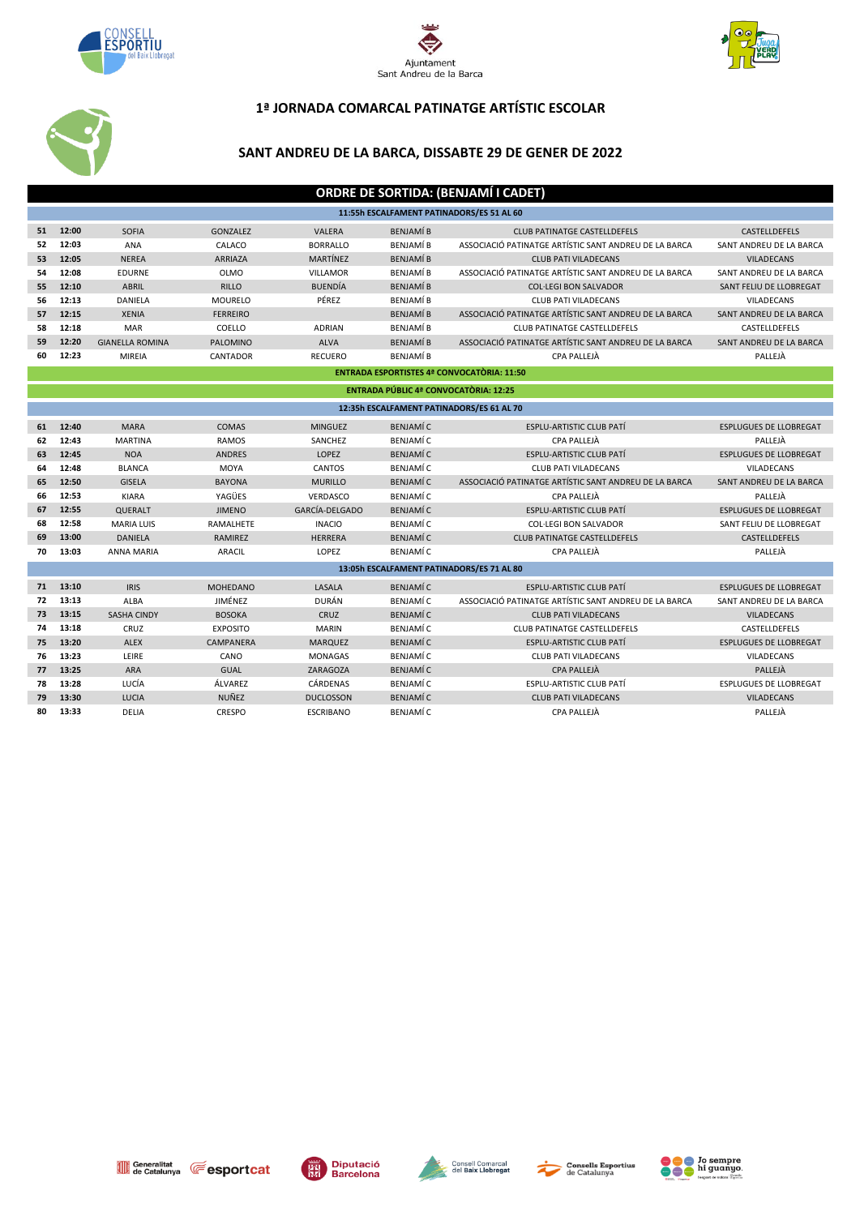# 1ª JORNADA COMARCAL PATINATGE ARTÍSTIC ESCOLAR

## SANT ANDREU DE LA BARCA, DISSABTE 29 DE GENER DE 2022

| ORDRE DE SORTIDA: (BENJAMÍ I CADET) | | | | | | | |
|---|---|---|---|---|---|---|---|
| **11:55h ESCALFAMENT PATINADORS/ES 51 AL 60** | | | | | | | | |
| **51** | **12:00** | SOFIA | GONZALEZ | VALERA | BENJAMÍ B | CLUB PATINATGE CASTELLDEFELS | CASTELLDEFELS |
| **52** | **12:03** | ANA | CALACO | BORRALLO | BENJAMÍ B | ASSOCIACIÓ PATINATGE ARTÍSTIC SANT ANDREU DE LA BARCA | SANT ANDREU DE LA BARCA |
| **53** | **12:05** | NEREA | ARRIAZA | MARTÍNEZ | BENJAMÍ B | CLUB PATI VILADECANS | VILADECANS |
| **54** | **12:08** | EDURNE | OLMO | VILLAMOR | BENJAMÍ B | ASSOCIACIÓ PATINATGE ARTÍSTIC SANT ANDREU DE LA BARCA | SANT ANDREU DE LA BARCA |
| **55** | **12:10** | ABRIL | RILLO | BUENDÍA | BENJAMÍ B | COL·LEGI BON SALVADOR | SANT FELIU DE LLOBREGAT |
| **56** | **12:13** | DANIELA | MOURELO | PÉREZ | BENJAMÍ B | CLUB PATI VILADECANS | VILADECANS |
| **57** | **12:15** | XENIA | FERREIRO | | BENJAMÍ B | ASSOCIACIÓ PATINATGE ARTÍSTIC SANT ANDREU DE LA BARCA | SANT ANDREU DE LA BARCA |
| **58** | **12:18** | MAR | COELLO | ADRIAN | BENJAMÍ B | CLUB PATINATGE CASTELLDEFELS | CASTELLDEFELS |
| **59** | **12:20** | GIANELLA ROMINA | PALOMINO | ALVA | BENJAMÍ B | ASSOCIACIÓ PATINATGE ARTÍSTIC SANT ANDREU DE LA BARCA | SANT ANDREU DE LA BARCA |
| **60** | **12:23** | MIREIA | CANTADOR | RECUERO | BENJAMÍ B | CPA PALLEJÀ | PALLEJÀ |
| **ENTRADA ESPORTISTES 4ª CONVOCATÒRIA: 11:50** | | | | | | | |
| **ENTRADA PÚBLIC 4ª CONVOCATÒRIA: 12:25** | | | | | | | |
| **12:35h ESCALFAMENT PATINADORS/ES 61 AL 70** | | | | | | | |
| **61** | **12:40** | MARA | COMAS | MINGUEZ | BENJAMÍ C | ESPLU-ARTISTIC CLUB PATÍ | ESPLUGUES DE LLOBREGAT |
| **62** | **12:43** | MARTINA | RAMOS | SANCHEZ | BENJAMÍ C | CPA PALLEJÀ | PALLEJÀ |
| **63** | **12:45** | NOA | ANDRES | LOPEZ | BENJAMÍ C | ESPLU-ARTISTIC CLUB PATÍ | ESPLUGUES DE LLOBREGAT |
| **64** | **12:48** | BLANCA | MOYA | CANTOS | BENJAMÍ C | CLUB PATI VILADECANS | VILADECANS |
| **65** | **12:50** | GISELA | BAYONA | MURILLO | BENJAMÍ C | ASSOCIACIÓ PATINATGE ARTÍSTIC SANT ANDREU DE LA BARCA | SANT ANDREU DE LA BARCA |
| **66** | **12:53** | KIARA | YAGÜES | VERDASCO | BENJAMÍ C | CPA PALLEJÀ | PALLEJÀ |
| **67** | **12:55** | QUERALT | JIMENO | GARCÍA-DELGADO | BENJAMÍ C | ESPLU-ARTISTIC CLUB PATÍ | ESPLUGUES DE LLOBREGAT |
| **68** | **12:58** | MARIA LUIS | RAMALHETE | INACIO | BENJAMÍ C | COL·LEGI BON SALVADOR | SANT FELIU DE LLOBREGAT |
| **69** | **13:00** | DANIELA | RAMIREZ | HERRERA | BENJAMÍ C | CLUB PATINATGE CASTELLDEFELS | CASTELLDEFELS |
| **70** | **13:03** | ANNA MARIA | ARACIL | LOPEZ | BENJAMÍ C | CPA PALLEJÀ | PALLEJÀ |
| **13:05h ESCALFAMENT PATINADORS/ES 71 AL 80** | | | | | | | |
| **71** | **13:10** | IRIS | MOHEDANO | LASALA | BENJAMÍ C | ESPLU-ARTISTIC CLUB PATÍ | ESPLUGUES DE LLOBREGAT |
| **72** | **13:13** | ALBA | JIMÉNEZ | DURÁN | BENJAMÍ C | ASSOCIACIÓ PATINATGE ARTÍSTIC SANT ANDREU DE LA BARCA | SANT ANDREU DE LA BARCA |
| **73** | **13:15** | SASHA CINDY | BOSOKA | CRUZ | BENJAMÍ C | CLUB PATI VILADECANS | VILADECANS |
| **74** | **13:18** | CRUZ | EXPOSITO | MARIN | BENJAMÍ C | CLUB PATINATGE CASTELLDEFELS | CASTELLDEFELS |
| **75** | **13:20** | ALEX | CAMPANERA | MARQUEZ | BENJAMÍ C | ESPLU-ARTISTIC CLUB PATÍ | ESPLUGUES DE LLOBREGAT |
| **76** | **13:23** | LEIRE | CANO | MONAGAS | BENJAMÍ C | CLUB PATI VILADECANS | VILADECANS |
| **77** | **13:25** | ARA | GUAL | ZARAGOZA | BENJAMÍ C | CPA PALLEJÀ | PALLEJÀ |
| **78** | **13:28** | LUCÍA | ÁLVAREZ | CÁRDENAS | BENJAMÍ C | ESPLU-ARTISTIC CLUB PATÍ | ESPLUGUES DE LLOBREGAT |
| **79** | **13:30** | LUCIA | NUÑEZ | DUCLOSSON | BENJAMÍ C | CLUB PATI VILADECANS | VILADECANS |
| **80** | **13:33** | DELIA | CRESPO | ESCRIBANO | BENJAMÍ C | CPA PALLEJÀ | PALLEJÀ |